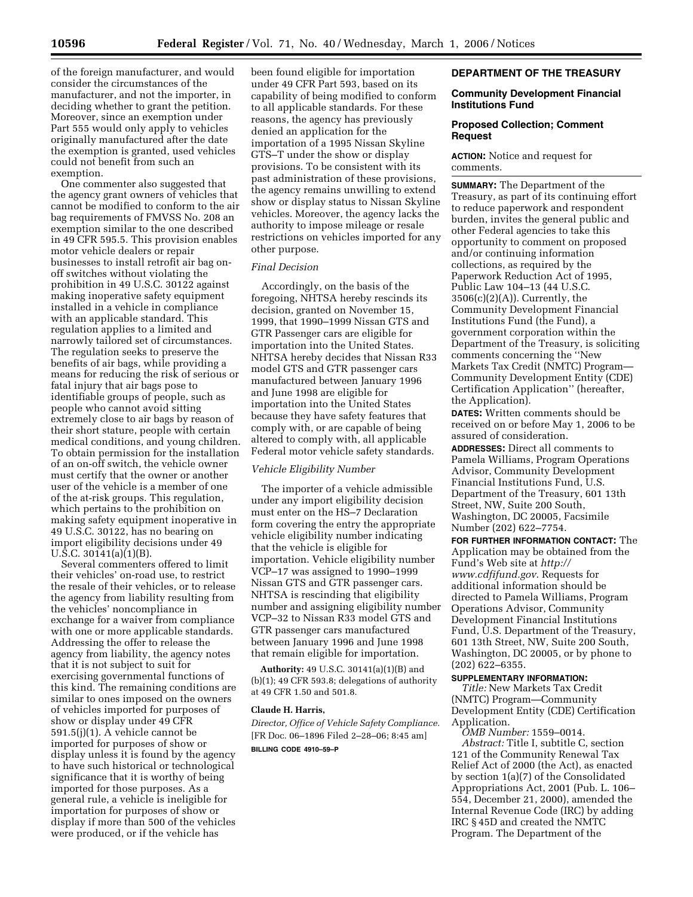of the foreign manufacturer, and would consider the circumstances of the manufacturer, and not the importer, in deciding whether to grant the petition. Moreover, since an exemption under Part 555 would only apply to vehicles originally manufactured after the date the exemption is granted, used vehicles could not benefit from such an exemption.

One commenter also suggested that the agency grant owners of vehicles that cannot be modified to conform to the air bag requirements of FMVSS No. 208 an exemption similar to the one described in 49 CFR 595.5. This provision enables motor vehicle dealers or repair businesses to install retrofit air bag on-off switches without violating the prohibition in 49 U.S.C. 30122 against making inoperative safety equipment installed in a vehicle in compliance with an applicable standard. This regulation applies to a limited and narrowly tailored set of circumstances. The regulation seeks to preserve the benefits of air bags, while providing a means for reducing the risk of serious or fatal injury that air bags pose to identifiable groups of people, such as people who cannot avoid sitting extremely close to air bags by reason of their short stature, people with certain medical conditions, and young children. To obtain permission for the installation of an on-off switch, the vehicle owner must certify that the owner or another user of the vehicle is a member of one of the at-risk groups. This regulation, which pertains to the prohibition on making safety equipment inoperative in 49 U.S.C. 30122, has no bearing on import eligibility decisions under 49 U.S.C. 30141(a)(1)(B).

Several commenters offered to limit their vehicles' on-road use, to restrict the resale of their vehicles, or to release the agency from liability resulting from the vehicles' noncompliance in exchange for a waiver from compliance with one or more applicable standards. Addressing the offer to release the agency from liability, the agency notes that it is not subject to suit for exercising governmental functions of this kind. The remaining conditions are similar to ones imposed on the owners of vehicles imported for purposes of show or display under 49 CFR 591.5(j)(1). A vehicle cannot be imported for purposes of show or display unless it is found by the agency to have such historical or technological significance that it is worthy of being imported for those purposes. As a general rule, a vehicle is ineligible for importation for purposes of show or display if more than 500 of the vehicles were produced, or if the vehicle has been found eligible for importation under 49 CFR Part 593, based on its capability of being modified to conform to all applicable standards. For these reasons, the agency has previously denied an application for the importation of a 1995 Nissan Skyline GTS–T under the show or display provisions. To be consistent with its past administration of these provisions, the agency remains unwilling to extend show or display status to Nissan Skyline vehicles. Moreover, the agency lacks the authority to impose mileage or resale restrictions on vehicles imported for any other purpose.

*Final Decision*

Accordingly, on the basis of the foregoing, NHTSA hereby rescinds its decision, granted on November 15, 1999, that 1990–1999 Nissan GTS and GTR Passenger cars are eligible for importation into the United States. NHTSA hereby decides that Nissan R33 model GTS and GTR passenger cars manufactured between January 1996 and June 1998 are eligible for importation into the United States because they have safety features that comply with, or are capable of being altered to comply with, all applicable Federal motor vehicle safety standards.

*Vehicle Eligibility Number*

The importer of a vehicle admissible under any import eligibility decision must enter on the HS–7 Declaration form covering the entry the appropriate vehicle eligibility number indicating that the vehicle is eligible for importation. Vehicle eligibility number VCP–17 was assigned to 1990–1999 Nissan GTS and GTR passenger cars. NHTSA is rescinding that eligibility number and assigning eligibility number VCP–32 to Nissan R33 model GTS and GTR passenger cars manufactured between January 1996 and June 1998 that remain eligible for importation.

**Authority:** 49 U.S.C. 30141(a)(1)(B) and (b)(1); 49 CFR 593.8; delegations of authority at 49 CFR 1.50 and 501.8.

**Claude H. Harris,**

*Director, Office of Vehicle Safety Compliance.*

[FR Doc. 06–1896 Filed 2–28–06; 8:45 am]

**BILLING CODE 4910–59–P**

## DEPARTMENT OF THE TREASURY

### Community Development Financial Institutions Fund

### Proposed Collection; Comment Request

**ACTION:** Notice and request for comments.

**SUMMARY:** The Department of the Treasury, as part of its continuing effort to reduce paperwork and respondent burden, invites the general public and other Federal agencies to take this opportunity to comment on proposed and/or continuing information collections, as required by the Paperwork Reduction Act of 1995, Public Law 104–13 (44 U.S.C. 3506(c)(2)(A)). Currently, the Community Development Financial Institutions Fund (the Fund), a government corporation within the Department of the Treasury, is soliciting comments concerning the ''New Markets Tax Credit (NMTC) Program—Community Development Entity (CDE) Certification Application'' (hereafter, the Application).

**DATES:** Written comments should be received on or before May 1, 2006 to be assured of consideration.

**ADDRESSES:** Direct all comments to Pamela Williams, Program Operations Advisor, Community Development Financial Institutions Fund, U.S. Department of the Treasury, 601 13th Street, NW, Suite 200 South, Washington, DC 20005, Facsimile Number (202) 622–7754.

**FOR FURTHER INFORMATION CONTACT:** The Application may be obtained from the Fund's Web site at *http://www.cdfifund.gov*. Requests for additional information should be directed to Pamela Williams, Program Operations Advisor, Community Development Financial Institutions Fund, U.S. Department of the Treasury, 601 13th Street, NW, Suite 200 South, Washington, DC 20005, or by phone to (202) 622–6355.

**SUPPLEMENTARY INFORMATION:**

*Title:* New Markets Tax Credit (NMTC) Program—Community Development Entity (CDE) Certification Application.

*OMB Number:* 1559–0014.

*Abstract:* Title I, subtitle C, section 121 of the Community Renewal Tax Relief Act of 2000 (the Act), as enacted by section 1(a)(7) of the Consolidated Appropriations Act, 2001 (Pub. L. 106–554, December 21, 2000), amended the Internal Revenue Code (IRC) by adding IRC § 45D and created the NMTC Program. The Department of the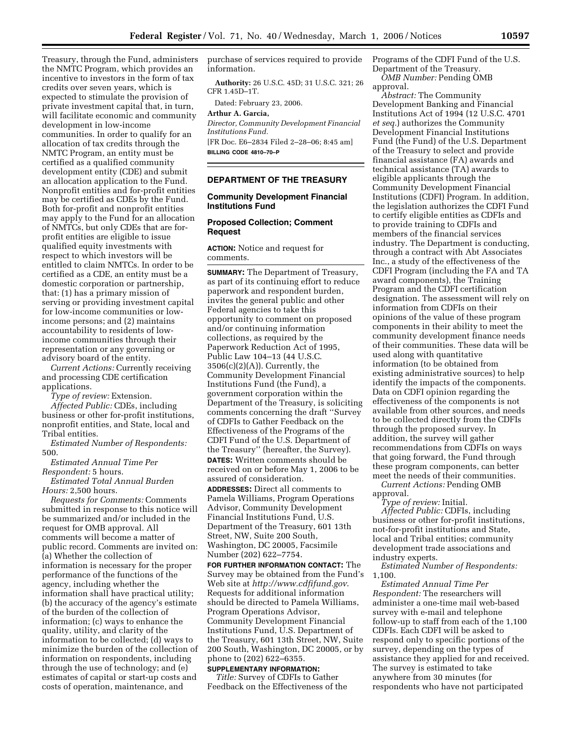Treasury, through the Fund, administers the NMTC Program, which provides an incentive to investors in the form of tax credits over seven years, which is expected to stimulate the provision of private investment capital that, in turn, will facilitate economic and community development in low-income communities. In order to qualify for an allocation of tax credits through the NMTC Program, an entity must be certified as a qualified community development entity (CDE) and submit an allocation application to the Fund. Nonprofit entities and for-profit entities may be certified as CDEs by the Fund. Both for-profit and nonprofit entities may apply to the Fund for an allocation of NMTCs, but only CDEs that are for-profit entities are eligible to issue qualified equity investments with respect to which investors will be entitled to claim NMTCs. In order to be certified as a CDE, an entity must be a domestic corporation or partnership, that: (1) has a primary mission of serving or providing investment capital for low-income communities or low-income persons; and (2) maintains accountability to residents of low-income communities through their representation or any governing or advisory board of the entity.

*Current Actions:* Currently receiving and processing CDE certification applications.

*Type of review:* Extension.

*Affected Public:* CDEs, including business or other for-profit institutions, nonprofit entities, and State, local and Tribal entities.

*Estimated Number of Respondents:* 500.

*Estimated Annual Time Per Respondent:* 5 hours.

*Estimated Total Annual Burden Hours:* 2,500 hours.

*Requests for Comments:* Comments submitted in response to this notice will be summarized and/or included in the request for OMB approval. All comments will become a matter of public record. Comments are invited on: (a) Whether the collection of information is necessary for the proper performance of the functions of the agency, including whether the information shall have practical utility; (b) the accuracy of the agency's estimate of the burden of the collection of information; (c) ways to enhance the quality, utility, and clarity of the information to be collected; (d) ways to minimize the burden of the collection of information on respondents, including through the use of technology; and (e) estimates of capital or start-up costs and costs of operation, maintenance, and purchase of services required to provide information.

**Authority:** 26 U.S.C. 45D; 31 U.S.C. 321; 26 CFR 1.45D–1T.

Dated: February 23, 2006.

**Arthur A. Garcia,**

*Director, Community Development Financial Institutions Fund.*

[FR Doc. E6–2834 Filed 2–28–06; 8:45 am]

**BILLING CODE 4810–70–P**

---

## DEPARTMENT OF THE TREASURY

### Community Development Financial Institutions Fund

### Proposed Collection; Comment Request

**ACTION:** Notice and request for comments.

**SUMMARY:** The Department of Treasury, as part of its continuing effort to reduce paperwork and respondent burden, invites the general public and other Federal agencies to take this opportunity to comment on proposed and/or continuing information collections, as required by the Paperwork Reduction Act of 1995, Public Law 104–13 (44 U.S.C. 3506(c)(2)(A)). Currently, the Community Development Financial Institutions Fund (the Fund), a government corporation within the Department of the Treasury, is soliciting comments concerning the draft ''Survey of CDFIs to Gather Feedback on the Effectiveness of the Programs of the CDFI Fund of the U.S. Department of the Treasury'' (hereafter, the Survey).

**DATES:** Written comments should be received on or before May 1, 2006 to be assured of consideration.

**ADDRESSES:** Direct all comments to Pamela Williams, Program Operations Advisor, Community Development Financial Institutions Fund, U.S. Department of the Treasury, 601 13th Street, NW, Suite 200 South, Washington, DC 20005, Facsimile Number (202) 622–7754.

**FOR FURTHER INFORMATION CONTACT:** The Survey may be obtained from the Fund's Web site at *http://www.cdfifund.gov*. Requests for additional information should be directed to Pamela Williams, Program Operations Advisor, Community Development Financial Institutions Fund, U.S. Department of the Treasury, 601 13th Street, NW, Suite 200 South, Washington, DC 20005, or by phone to (202) 622–6355.

**SUPPLEMENTARY INFORMATION:**

*Title:* Survey of CDFIs to Gather Feedback on the Effectiveness of the Programs of the CDFI Fund of the U.S. Department of the Treasury.

*OMB Number:* Pending OMB approval.

*Abstract:* The Community Development Banking and Financial Institutions Act of 1994 (12 U.S.C. 4701 *et seq.*) authorizes the Community Development Financial Institutions Fund (the Fund) of the U.S. Department of the Treasury to select and provide financial assistance (FA) awards and technical assistance (TA) awards to eligible applicants through the Community Development Financial Institutions (CDFI) Program. In addition, the legislation authorizes the CDFI Fund to certify eligible entities as CDFIs and to provide training to CDFIs and members of the financial services industry. The Department is conducting, through a contract with Abt Associates Inc., a study of the effectiveness of the CDFI Program (including the FA and TA award components), the Training Program and the CDFI certification designation. The assessment will rely on information from CDFIs on their opinions of the value of these program components in their ability to meet the community development finance needs of their communities. These data will be used along with quantitative information (to be obtained from existing administrative sources) to help identify the impacts of the components. Data on CDFI opinion regarding the effectiveness of the components is not available from other sources, and needs to be collected directly from the CDFIs through the proposed survey. In addition, the survey will gather recommendations from CDFIs on ways that going forward, the Fund through these program components, can better meet the needs of their communities.

*Current Actions:* Pending OMB approval.

*Type of review:* Initial.

*Affected Public:* CDFIs, including business or other for-profit institutions, not-for-profit institutions and State, local and Tribal entities; community development trade associations and industry experts.

*Estimated Number of Respondents:* 1,100.

*Estimated Annual Time Per Respondent:* The researchers will administer a one-time mail web-based survey with e-mail and telephone follow-up to staff from each of the 1,100 CDFIs. Each CDFI will be asked to respond only to specific portions of the survey, depending on the types of assistance they applied for and received. The survey is estimated to take anywhere from 30 minutes (for respondents who have not participated